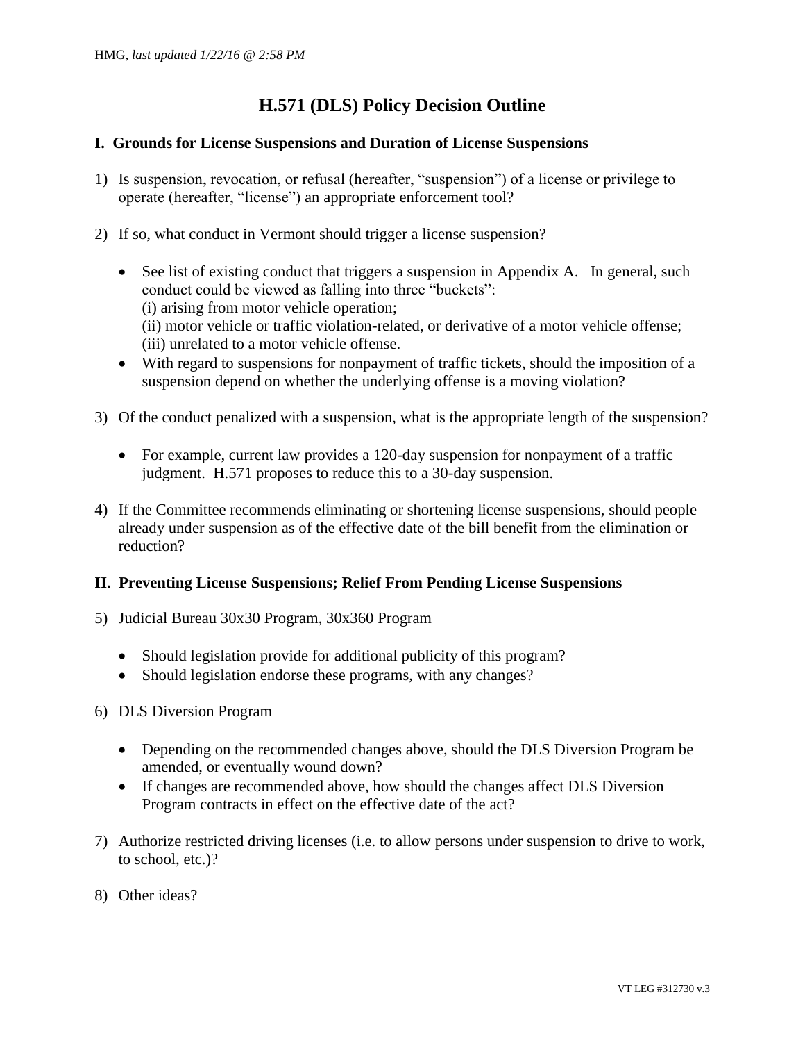HMG, *last updated 1/22/16 @ 2:58 PM*

# H.571 (DLS) Policy Decision Outline

## I. Grounds for License Suspensions and Duration of License Suspensions

1) Is suspension, revocation, or refusal (hereafter, "suspension") of a license or privilege to operate (hereafter, "license") an appropriate enforcement tool?

2) If so, what conduct in Vermont should trigger a license suspension?

   - See list of existing conduct that triggers a suspension in Appendix A. In general, such conduct could be viewed as falling into three "buckets":
     (i) arising from motor vehicle operation;
     (ii) motor vehicle or traffic violation-related, or derivative of a motor vehicle offense;
     (iii) unrelated to a motor vehicle offense.
   - With regard to suspensions for nonpayment of traffic tickets, should the imposition of a suspension depend on whether the underlying offense is a moving violation?

3) Of the conduct penalized with a suspension, what is the appropriate length of the suspension?

   - For example, current law provides a 120-day suspension for nonpayment of a traffic judgment. H.571 proposes to reduce this to a 30-day suspension.

4) If the Committee recommends eliminating or shortening license suspensions, should people already under suspension as of the effective date of the bill benefit from the elimination or reduction?

## II. Preventing License Suspensions; Relief From Pending License Suspensions

5) Judicial Bureau 30x30 Program, 30x360 Program

   - Should legislation provide for additional publicity of this program?
   - Should legislation endorse these programs, with any changes?

6) DLS Diversion Program

   - Depending on the recommended changes above, should the DLS Diversion Program be amended, or eventually wound down?
   - If changes are recommended above, how should the changes affect DLS Diversion Program contracts in effect on the effective date of the act?

7) Authorize restricted driving licenses (i.e. to allow persons under suspension to drive to work, to school, etc.)?

8) Other ideas?

VT LEG #312730 v.3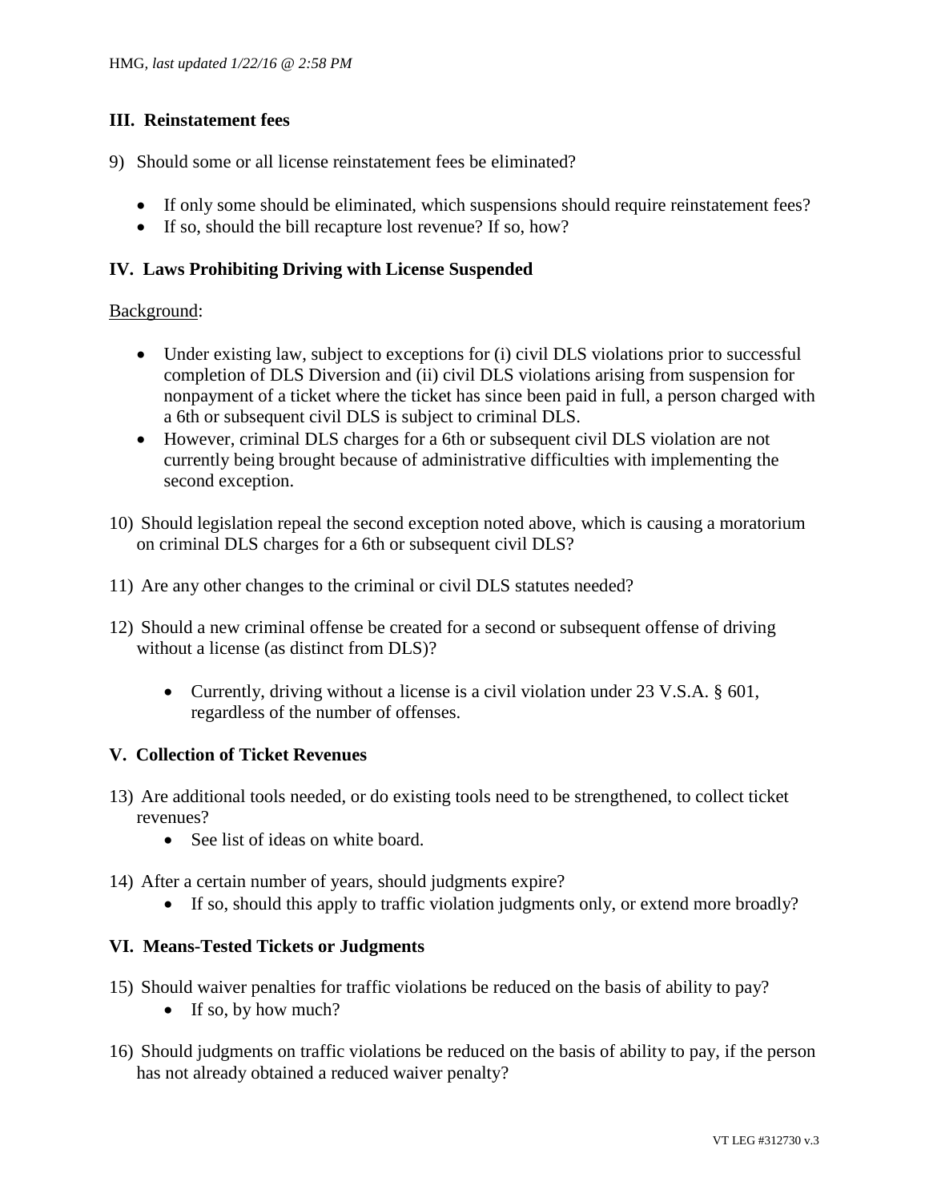## III. Reinstatement fees

9) Should some or all license reinstatement fees be eliminated?

- If only some should be eliminated, which suspensions should require reinstatement fees?
- If so, should the bill recapture lost revenue? If so, how?

## IV. Laws Prohibiting Driving with License Suspended

Background:

- Under existing law, subject to exceptions for (i) civil DLS violations prior to successful completion of DLS Diversion and (ii) civil DLS violations arising from suspension for nonpayment of a ticket where the ticket has since been paid in full, a person charged with a 6th or subsequent civil DLS is subject to criminal DLS.
- However, criminal DLS charges for a 6th or subsequent civil DLS violation are not currently being brought because of administrative difficulties with implementing the second exception.

10) Should legislation repeal the second exception noted above, which is causing a moratorium on criminal DLS charges for a 6th or subsequent civil DLS?

11) Are any other changes to the criminal or civil DLS statutes needed?

12) Should a new criminal offense be created for a second or subsequent offense of driving without a license (as distinct from DLS)?

- Currently, driving without a license is a civil violation under 23 V.S.A. § 601, regardless of the number of offenses.

## V. Collection of Ticket Revenues

13) Are additional tools needed, or do existing tools need to be strengthened, to collect ticket revenues?

- See list of ideas on white board.

14) After a certain number of years, should judgments expire?

- If so, should this apply to traffic violation judgments only, or extend more broadly?

## VI. Means-Tested Tickets or Judgments

15) Should waiver penalties for traffic violations be reduced on the basis of ability to pay?

- If so, by how much?

16) Should judgments on traffic violations be reduced on the basis of ability to pay, if the person has not already obtained a reduced waiver penalty?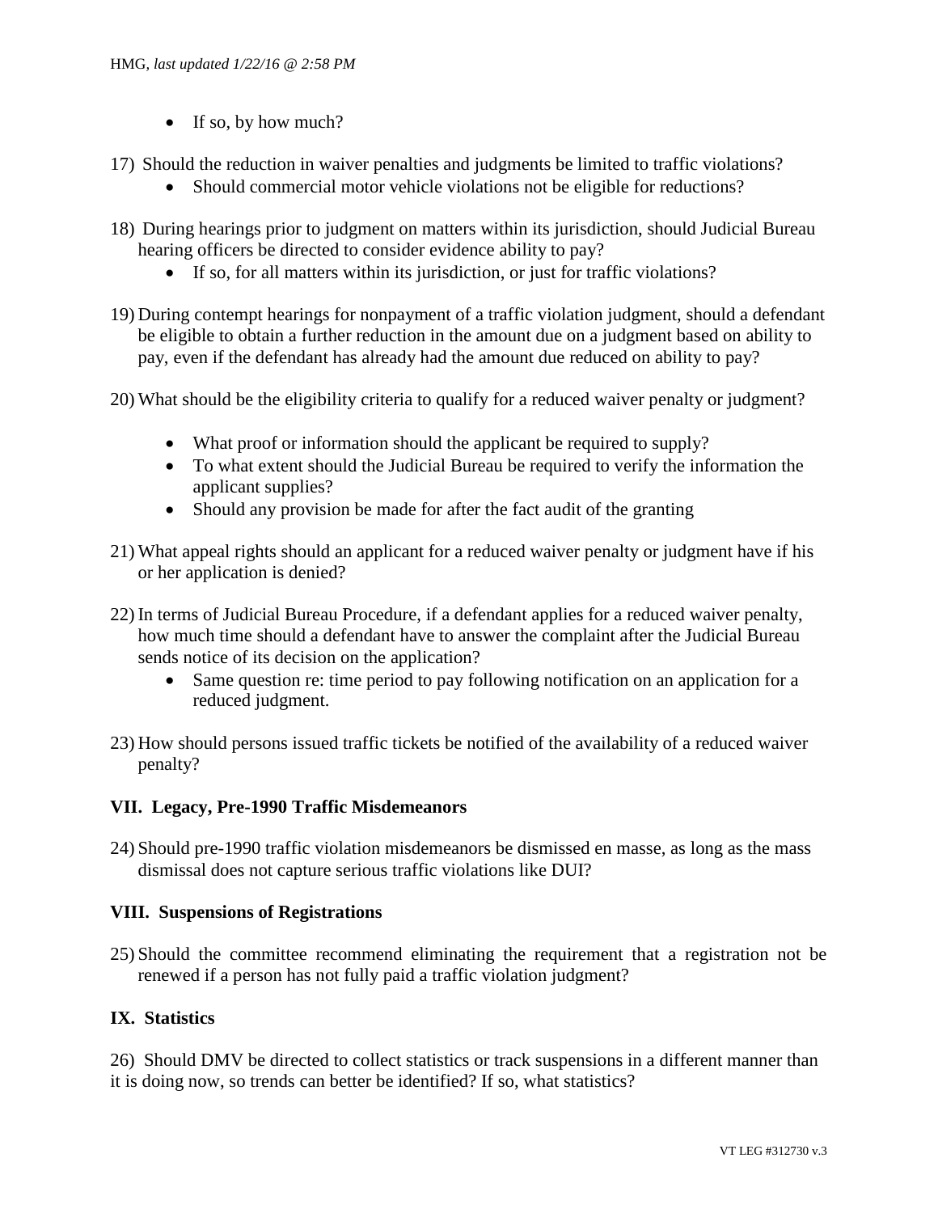- If so, by how much?

17) Should the reduction in waiver penalties and judgments be limited to traffic violations?
    - Should commercial motor vehicle violations not be eligible for reductions?

18) During hearings prior to judgment on matters within its jurisdiction, should Judicial Bureau hearing officers be directed to consider evidence ability to pay?
    - If so, for all matters within its jurisdiction, or just for traffic violations?

19) During contempt hearings for nonpayment of a traffic violation judgment, should a defendant be eligible to obtain a further reduction in the amount due on a judgment based on ability to pay, even if the defendant has already had the amount due reduced on ability to pay?

20) What should be the eligibility criteria to qualify for a reduced waiver penalty or judgment?
    - What proof or information should the applicant be required to supply?
    - To what extent should the Judicial Bureau be required to verify the information the applicant supplies?
    - Should any provision be made for after the fact audit of the granting

21) What appeal rights should an applicant for a reduced waiver penalty or judgment have if his or her application is denied?

22) In terms of Judicial Bureau Procedure, if a defendant applies for a reduced waiver penalty, how much time should a defendant have to answer the complaint after the Judicial Bureau sends notice of its decision on the application?
    - Same question re: time period to pay following notification on an application for a reduced judgment.

23) How should persons issued traffic tickets be notified of the availability of a reduced waiver penalty?

### VII. Legacy, Pre-1990 Traffic Misdemeanors

24) Should pre-1990 traffic violation misdemeanors be dismissed en masse, as long as the mass dismissal does not capture serious traffic violations like DUI?

### VIII. Suspensions of Registrations

25) Should the committee recommend eliminating the requirement that a registration not be renewed if a person has not fully paid a traffic violation judgment?

### IX. Statistics

26) Should DMV be directed to collect statistics or track suspensions in a different manner than it is doing now, so trends can better be identified? If so, what statistics?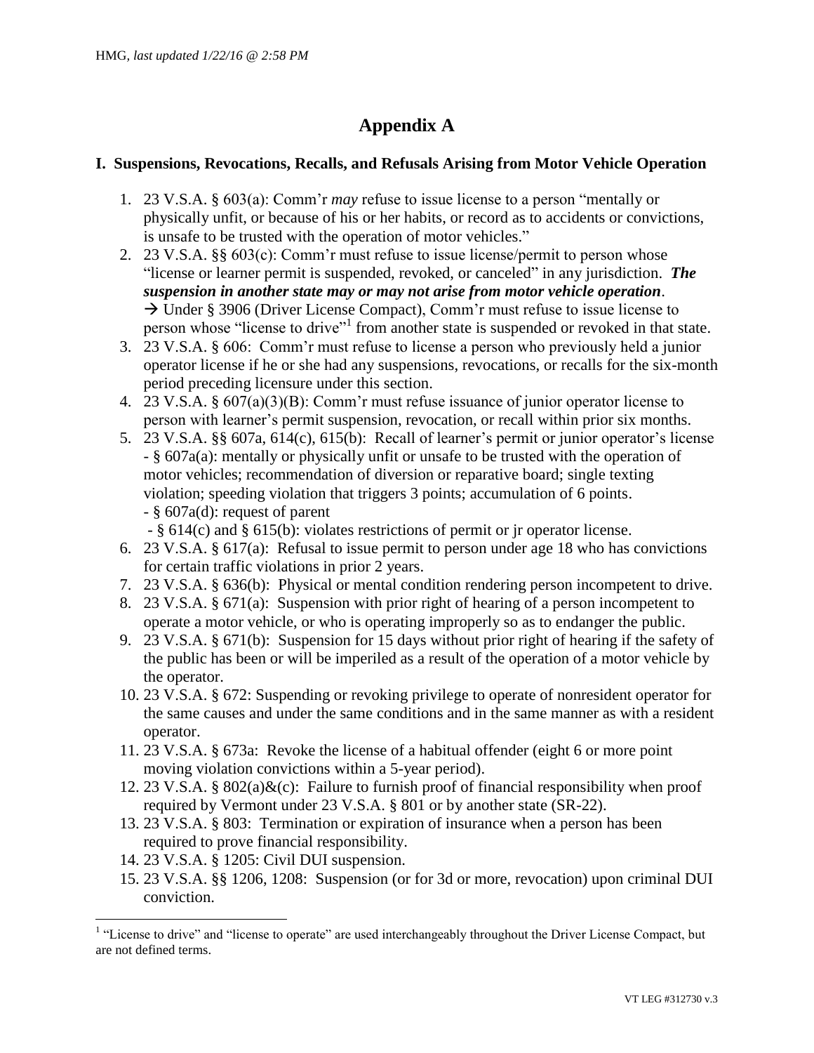# Appendix A

## I. Suspensions, Revocations, Recalls, and Refusals Arising from Motor Vehicle Operation

1. 23 V.S.A. § 603(a): Comm'r *may* refuse to issue license to a person "mentally or physically unfit, or because of his or her habits, or record as to accidents or convictions, is unsafe to be trusted with the operation of motor vehicles."
2. 23 V.S.A. §§ 603(c): Comm'r must refuse to issue license/permit to person whose "license or learner permit is suspended, revoked, or canceled" in any jurisdiction. ***The suspension in another state may or may not arise from motor vehicle operation***.
   → Under § 3906 (Driver License Compact), Comm'r must refuse to issue license to person whose "license to drive"[1] from another state is suspended or revoked in that state.
3. 23 V.S.A. § 606: Comm'r must refuse to license a person who previously held a junior operator license if he or she had any suspensions, revocations, or recalls for the six-month period preceding licensure under this section.
4. 23 V.S.A. § 607(a)(3)(B): Comm'r must refuse issuance of junior operator license to person with learner's permit suspension, revocation, or recall within prior six months.
5. 23 V.S.A. §§ 607a, 614(c), 615(b): Recall of learner's permit or junior operator's license
   - § 607a(a): mentally or physically unfit or unsafe to be trusted with the operation of motor vehicles; recommendation of diversion or reparative board; single texting violation; speeding violation that triggers 3 points; accumulation of 6 points.
   - § 607a(d): request of parent
   - § 614(c) and § 615(b): violates restrictions of permit or jr operator license.
6. 23 V.S.A. § 617(a): Refusal to issue permit to person under age 18 who has convictions for certain traffic violations in prior 2 years.
7. 23 V.S.A. § 636(b): Physical or mental condition rendering person incompetent to drive.
8. 23 V.S.A. § 671(a): Suspension with prior right of hearing of a person incompetent to operate a motor vehicle, or who is operating improperly so as to endanger the public.
9. 23 V.S.A. § 671(b): Suspension for 15 days without prior right of hearing if the safety of the public has been or will be imperiled as a result of the operation of a motor vehicle by the operator.
10. 23 V.S.A. § 672: Suspending or revoking privilege to operate of nonresident operator for the same causes and under the same conditions and in the same manner as with a resident operator.
11. 23 V.S.A. § 673a: Revoke the license of a habitual offender (eight 6 or more point moving violation convictions within a 5-year period).
12. 23 V.S.A. § 802(a)&(c): Failure to furnish proof of financial responsibility when proof required by Vermont under 23 V.S.A. § 801 or by another state (SR-22).
13. 23 V.S.A. § 803: Termination or expiration of insurance when a person has been required to prove financial responsibility.
14. 23 V.S.A. § 1205: Civil DUI suspension.
15. 23 V.S.A. §§ 1206, 1208: Suspension (or for 3d or more, revocation) upon criminal DUI conviction.

[1] "License to drive" and "license to operate" are used interchangeably throughout the Driver License Compact, but are not defined terms.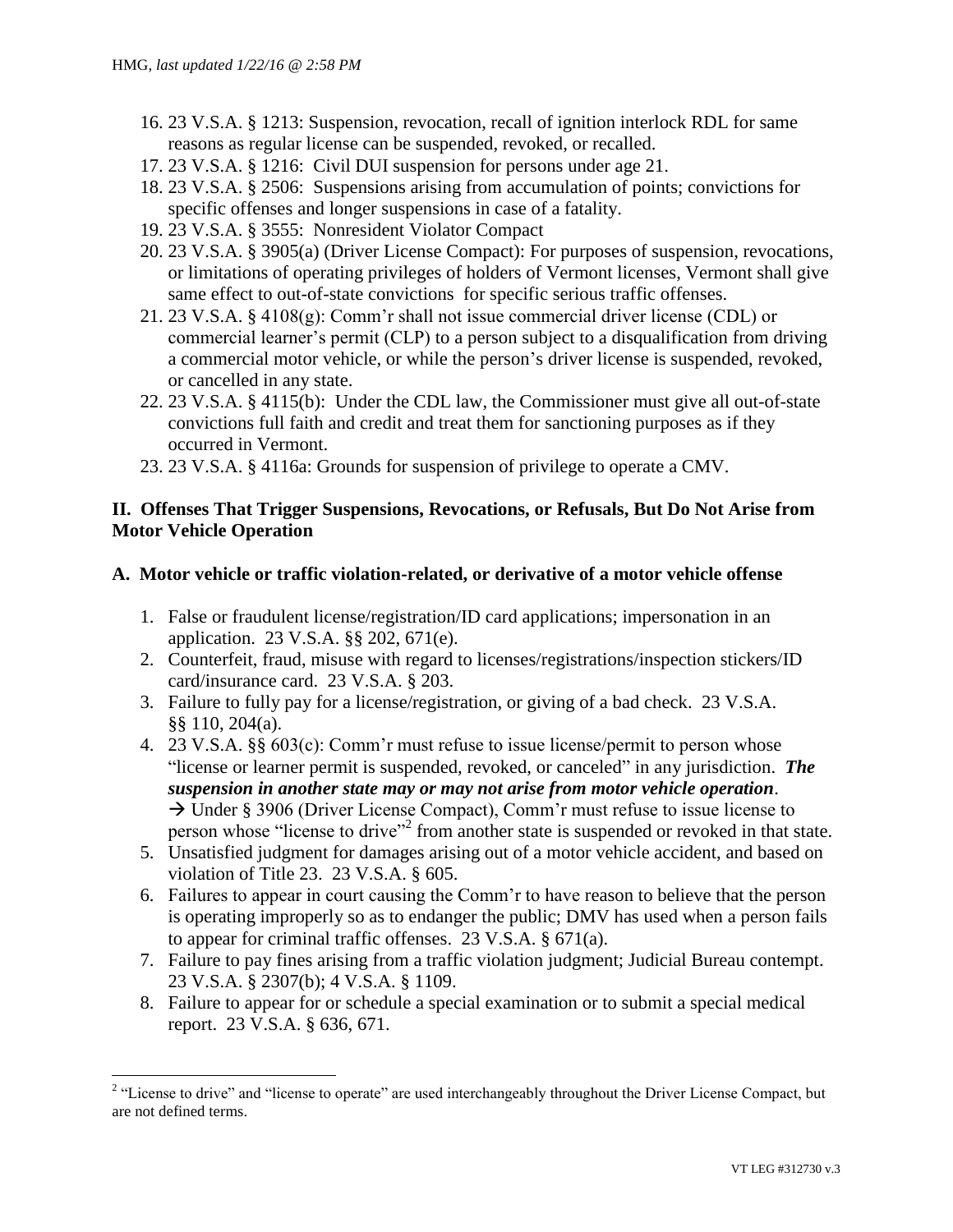16. 23 V.S.A. § 1213: Suspension, revocation, recall of ignition interlock RDL for same reasons as regular license can be suspended, revoked, or recalled.
17. 23 V.S.A. § 1216: Civil DUI suspension for persons under age 21.
18. 23 V.S.A. § 2506: Suspensions arising from accumulation of points; convictions for specific offenses and longer suspensions in case of a fatality.
19. 23 V.S.A. § 3555: Nonresident Violator Compact
20. 23 V.S.A. § 3905(a) (Driver License Compact): For purposes of suspension, revocations, or limitations of operating privileges of holders of Vermont licenses, Vermont shall give same effect to out-of-state convictions for specific serious traffic offenses.
21. 23 V.S.A. § 4108(g): Comm'r shall not issue commercial driver license (CDL) or commercial learner's permit (CLP) to a person subject to a disqualification from driving a commercial motor vehicle, or while the person's driver license is suspended, revoked, or cancelled in any state.
22. 23 V.S.A. § 4115(b): Under the CDL law, the Commissioner must give all out-of-state convictions full faith and credit and treat them for sanctioning purposes as if they occurred in Vermont.
23. 23 V.S.A. § 4116a: Grounds for suspension of privilege to operate a CMV.

## II. Offenses That Trigger Suspensions, Revocations, or Refusals, But Do Not Arise from Motor Vehicle Operation

### A. Motor vehicle or traffic violation-related, or derivative of a motor vehicle offense

1. False or fraudulent license/registration/ID card applications; impersonation in an application. 23 V.S.A. §§ 202, 671(e).
2. Counterfeit, fraud, misuse with regard to licenses/registrations/inspection stickers/ID card/insurance card. 23 V.S.A. § 203.
3. Failure to fully pay for a license/registration, or giving of a bad check. 23 V.S.A. §§ 110, 204(a).
4. 23 V.S.A. §§ 603(c): Comm'r must refuse to issue license/permit to person whose "license or learner permit is suspended, revoked, or canceled" in any jurisdiction. ***The suspension in another state may or may not arise from motor vehicle operation***.
   → Under § 3906 (Driver License Compact), Comm'r must refuse to issue license to person whose "license to drive"[2] from another state is suspended or revoked in that state.
5. Unsatisfied judgment for damages arising out of a motor vehicle accident, and based on violation of Title 23. 23 V.S.A. § 605.
6. Failures to appear in court causing the Comm'r to have reason to believe that the person is operating improperly so as to endanger the public; DMV has used when a person fails to appear for criminal traffic offenses. 23 V.S.A. § 671(a).
7. Failure to pay fines arising from a traffic violation judgment; Judicial Bureau contempt. 23 V.S.A. § 2307(b); 4 V.S.A. § 1109.
8. Failure to appear for or schedule a special examination or to submit a special medical report. 23 V.S.A. § 636, 671.

[2] "License to drive" and "license to operate" are used interchangeably throughout the Driver License Compact, but are not defined terms.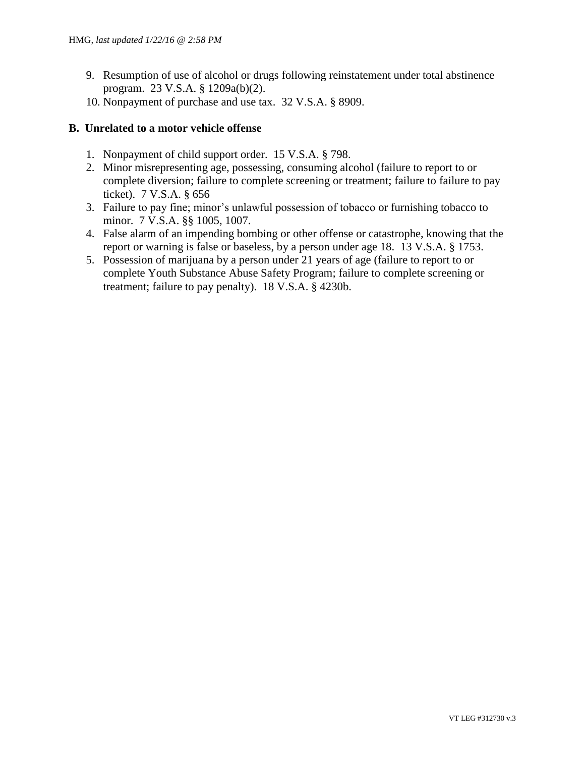9. Resumption of use of alcohol or drugs following reinstatement under total abstinence program. 23 V.S.A. § 1209a(b)(2).
10. Nonpayment of purchase and use tax. 32 V.S.A. § 8909.

**B. Unrelated to a motor vehicle offense**

1. Nonpayment of child support order. 15 V.S.A. § 798.
2. Minor misrepresenting age, possessing, consuming alcohol (failure to report to or complete diversion; failure to complete screening or treatment; failure to failure to pay ticket). 7 V.S.A. § 656
3. Failure to pay fine; minor's unlawful possession of tobacco or furnishing tobacco to minor. 7 V.S.A. §§ 1005, 1007.
4. False alarm of an impending bombing or other offense or catastrophe, knowing that the report or warning is false or baseless, by a person under age 18. 13 V.S.A. § 1753.
5. Possession of marijuana by a person under 21 years of age (failure to report to or complete Youth Substance Abuse Safety Program; failure to complete screening or treatment; failure to pay penalty). 18 V.S.A. § 4230b.